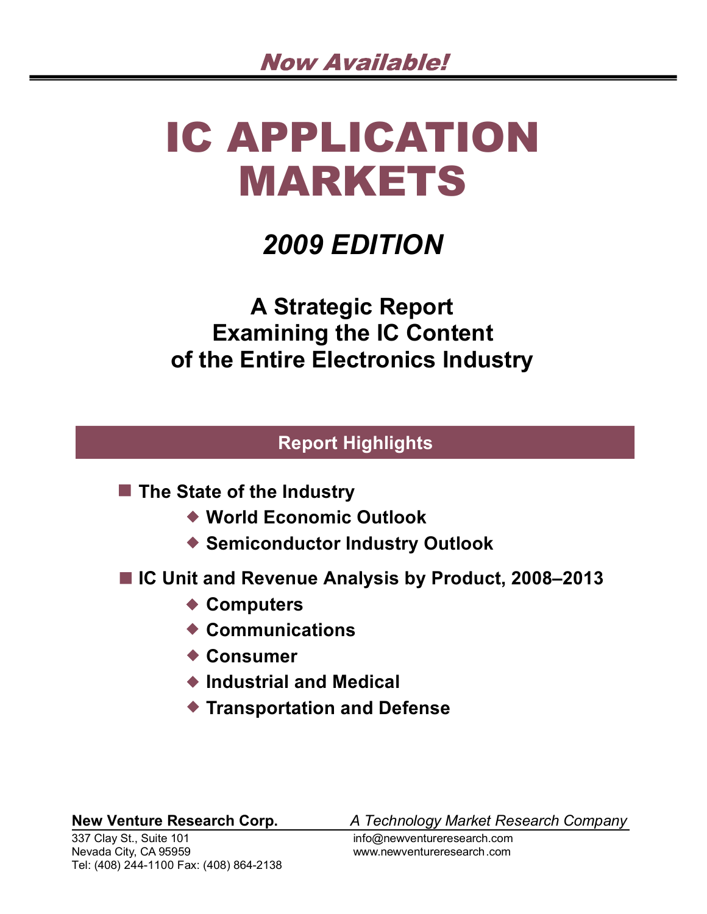*Now Available!*

# IC APPLICATION MARKETS

## *2009 EDITION*

### A Strategic Report Examining the IC Content of the Entire Electronics Industry

**Report Highlights**

- **The State of the Industry**
  - **World Economic Outlook**
  - **Semiconductor Industry Outlook**
- **IC Unit and Revenue Analysis by Product, 2008–2013**
  - **Computers**
  - **Communications**
  - **Consumer**
  - **Industrial and Medical**
  - **Transportation and Defense**

**New Venture Research Corp.** *A Technology Market Research Company*

337 Clay St., Suite 101
Nevada City, CA 95959
Tel: (408) 244-1100 Fax: (408) 864-2138

info@newventureresearch.com
www.newventureresearch.com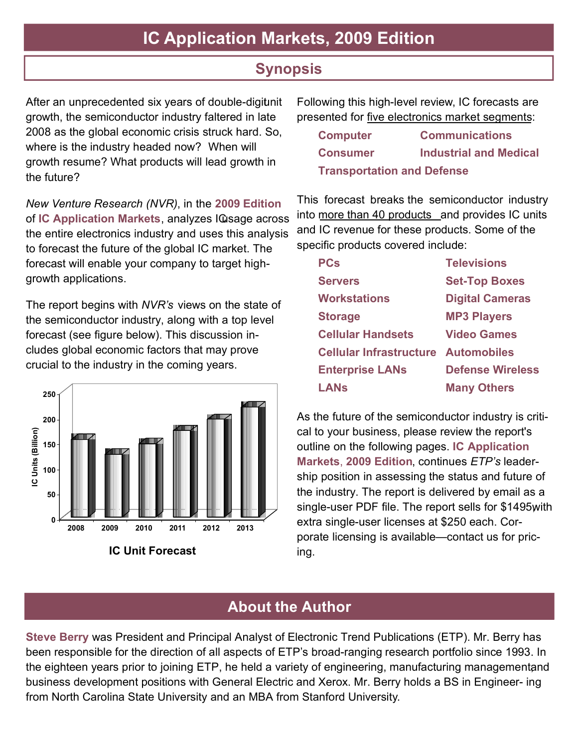# IC Application Markets, 2009 Edition

## Synopsis

After an unprecedented six years of double-digit unit growth, the semiconductor industry faltered in late 2008 as the global economic crisis struck hard. So, where is the industry headed now? When will growth resume? What products will lead growth in the future?

*New Venture Research (NVR)*, in the **2009 Edition** of **IC Application Markets**, analyzes IC usage across the entire electronics industry and uses this analysis to forecast the future of the global IC market. The forecast will enable your company to target high-growth applications.

The report begins with *NVR's* views on the state of the semiconductor industry, along with a top level forecast (see figure below). This discussion includes global economic factors that may prove crucial to the industry in the coming years.

**IC Unit Forecast**

Following this high-level review, IC forecasts are presented for five electronics market segments:

- **Computer**
- **Communications**
- **Consumer**
- **Industrial and Medical**
- **Transportation and Defense**

This forecast breaks the semiconductor industry into more than 40 products and provides IC units and IC revenue for these products. Some of the specific products covered include:

| | |
|---|---|
| **PCs** | **Televisions** |
| **Servers** | **Set-Top Boxes** |
| **Workstations** | **Digital Cameras** |
| **Storage** | **MP3 Players** |
| **Cellular Handsets** | **Video Games** |
| **Cellular Infrastructure** | **Automobiles** |
| **Enterprise LANs** | **Defense Wireless** |
| **LANs** | **Many Others** |

As the future of the semiconductor industry is critical to your business, please review the report's outline on the following pages. **IC Application Markets**, **2009 Edition**, continues *ETP's* leadership position in assessing the status and future of the industry. The report is delivered by email as a single-user PDF file. The report sells for $1495, with extra single-user licenses at $250 each. Corporate licensing is available—contact us for pricing.

## About the Author

**Steve Berry** was President and Principal Analyst of Electronic Trend Publications (ETP). Mr. Berry has been responsible for the direction of all aspects of ETP's broad-ranging research portfolio since 1993. In the eighteen years prior to joining ETP, he held a variety of engineering, manufacturing management, and business development positions with General Electric and Xerox. Mr. Berry holds a BS in Engineering from North Carolina State University and an MBA from Stanford University.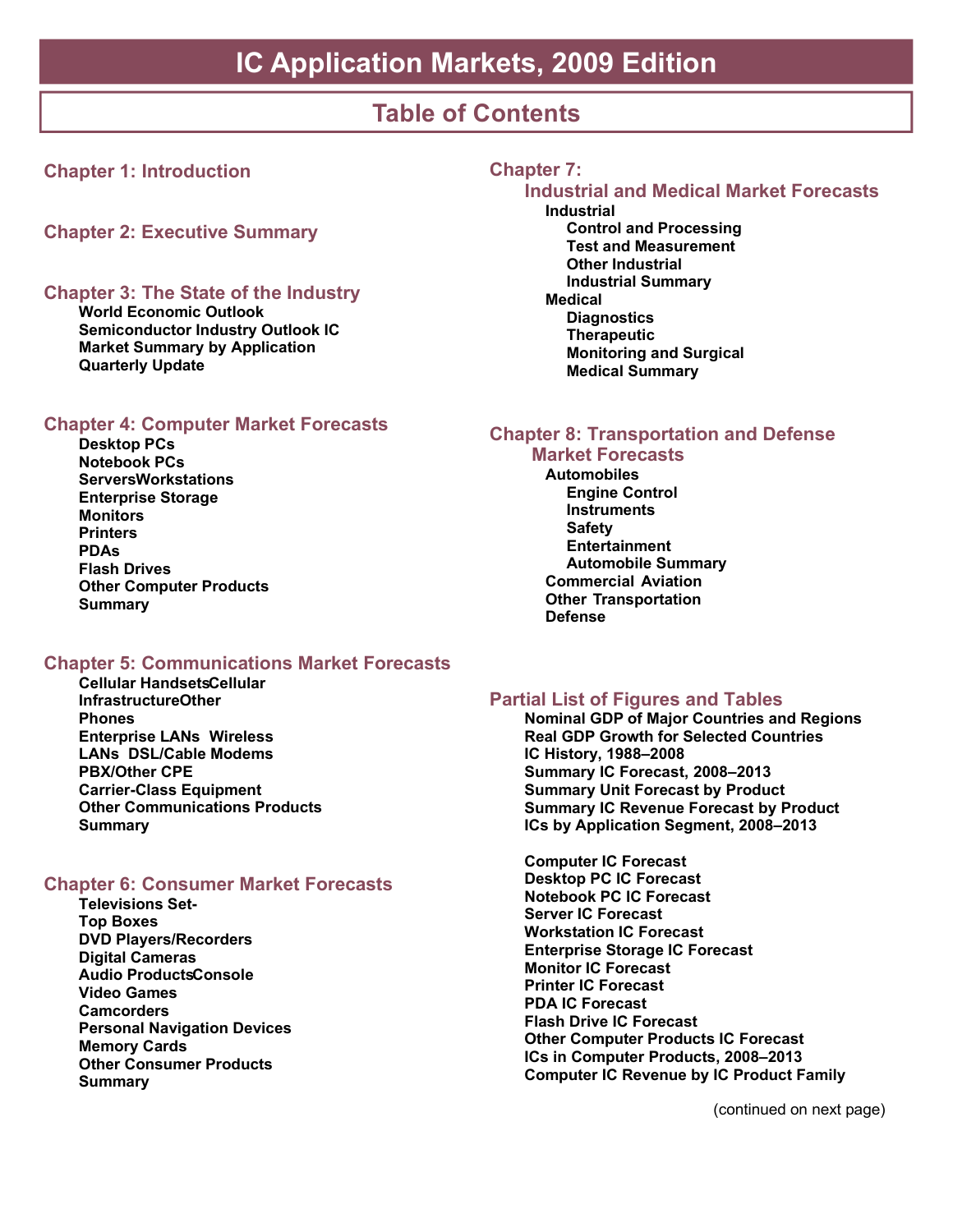# IC Application Markets, 2009 Edition

## Table of Contents

### Chapter 1: Introduction

### Chapter 2: Executive Summary

### Chapter 3: The State of the Industry

- World Economic Outlook
- Semiconductor Industry Outlook IC
- Market Summary by Application
- Quarterly Update

### Chapter 4: Computer Market Forecasts

- Desktop PCs
- Notebook PCs
- ServersWorkstations
- Enterprise Storage
- Monitors
- Printers
- PDAs
- Flash Drives
- Other Computer Products
- Summary

### Chapter 5: Communications Market Forecasts

- Cellular HandsetsCellular
- InfrastructureOther
- Phones
- Enterprise LANs Wireless
- LANs DSL/Cable Modems
- PBX/Other CPE
- Carrier-Class Equipment
- Other Communications Products
- Summary

### Chapter 6: Consumer Market Forecasts

- Televisions Set-
- Top Boxes
- DVD Players/Recorders
- Digital Cameras
- Audio ProductsConsole
- Video Games
- Camcorders
- Personal Navigation Devices
- Memory Cards
- Other Consumer Products
- Summary

### Chapter 7: Industrial and Medical Market Forecasts

- Industrial
  - Control and Processing
  - Test and Measurement
  - Other Industrial
  - Industrial Summary
- Medical
  - Diagnostics
  - Therapeutic
  - Monitoring and Surgical
  - Medical Summary

### Chapter 8: Transportation and Defense Market Forecasts

- Automobiles
  - Engine Control
  - Instruments
  - Safety
  - Entertainment
  - Automobile Summary
- Commercial Aviation
- Other Transportation
- Defense

### Partial List of Figures and Tables

- Nominal GDP of Major Countries and Regions
- Real GDP Growth for Selected Countries
- IC History, 1988–2008
- Summary IC Forecast, 2008–2013
- Summary Unit Forecast by Product
- Summary IC Revenue Forecast by Product
- ICs by Application Segment, 2008–2013

- Computer IC Forecast
- Desktop PC IC Forecast
- Notebook PC IC Forecast
- Server IC Forecast
- Workstation IC Forecast
- Enterprise Storage IC Forecast
- Monitor IC Forecast
- Printer IC Forecast
- PDA IC Forecast
- Flash Drive IC Forecast
- Other Computer Products IC Forecast
- ICs in Computer Products, 2008–2013
- Computer IC Revenue by IC Product Family

(continued on next page)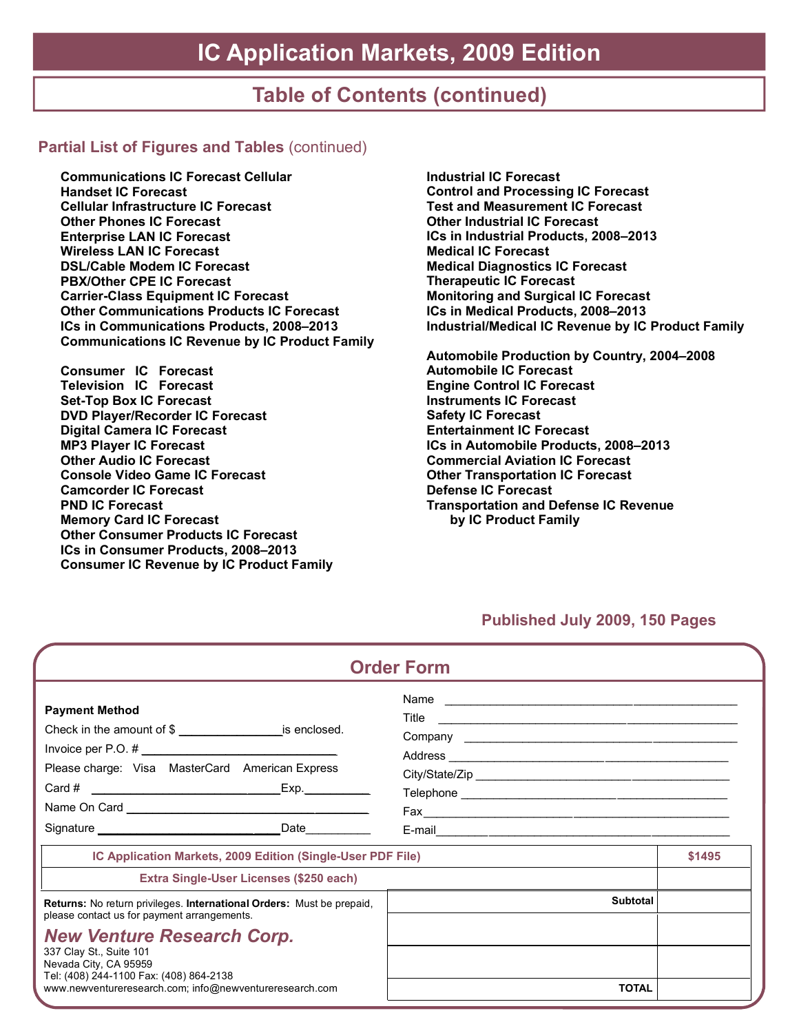# IC Application Markets, 2009 Edition

## Table of Contents (continued)

### Partial List of Figures and Tables (continued)

**Communications IC Forecast Cellular**
**Handset IC Forecast**
**Cellular Infrastructure IC Forecast**
**Other Phones IC Forecast**
**Enterprise LAN IC Forecast**
**Wireless LAN IC Forecast**
**DSL/Cable Modem IC Forecast**
**PBX/Other CPE IC Forecast**
**Carrier-Class Equipment IC Forecast**
**Other Communications Products IC Forecast**
**ICs in Communications Products, 2008–2013**
**Communications IC Revenue by IC Product Family**

**Consumer IC Forecast**
**Television IC Forecast**
**Set-Top Box IC Forecast**
**DVD Player/Recorder IC Forecast**
**Digital Camera IC Forecast**
**MP3 Player IC Forecast**
**Other Audio IC Forecast**
**Console Video Game IC Forecast**
**Camcorder IC Forecast**
**PND IC Forecast**
**Memory Card IC Forecast**
**Other Consumer Products IC Forecast**
**ICs in Consumer Products, 2008–2013**
**Consumer IC Revenue by IC Product Family**

**Industrial IC Forecast**
**Control and Processing IC Forecast**
**Test and Measurement IC Forecast**
**Other Industrial IC Forecast**
**ICs in Industrial Products, 2008–2013**
**Medical IC Forecast**
**Medical Diagnostics IC Forecast**
**Therapeutic IC Forecast**
**Monitoring and Surgical IC Forecast**
**ICs in Medical Products, 2008–2013**
**Industrial/Medical IC Revenue by IC Product Family**

**Automobile Production by Country, 2004–2008**
**Automobile IC Forecast**
**Engine Control IC Forecast**
**Instruments IC Forecast**
**Safety IC Forecast**
**Entertainment IC Forecast**
**ICs in Automobile Products, 2008–2013**
**Commercial Aviation IC Forecast**
**Other Transportation IC Forecast**
**Defense IC Forecast**
**Transportation and Defense IC Revenue by IC Product Family**

**Published July 2009, 150 Pages**

## Order Form

**Payment Method**

Check in the amount of $ ______________ is enclosed.

Invoice per P.O. # ______________________

Please charge: Visa MasterCard American Express

Card # ______________________ Exp. __________

Name On Card ______________________

Signature ______________________ Date __________

Name ______________________

Title ______________________

Company ______________________

Address ______________________

City/State/Zip ______________________

Telephone ______________________

Fax ______________________

E-mail ______________________

| | |
|---|---|
| **IC Application Markets, 2009 Edition (Single-User PDF File)** | **$1495** |
| **Extra Single-User Licenses ($250 each)** | |
| **Subtotal** | |
| | |
| | |
| **TOTAL** | |

**Returns:** No return privileges. **International Orders:** Must be prepaid, please contact us for payment arrangements.

***New Venture Research Corp.***
337 Clay St., Suite 101
Nevada City, CA 95959
Tel: (408) 244-1100 Fax: (408) 864-2138
www.newventureresearch.com; info@newventureresearch.com